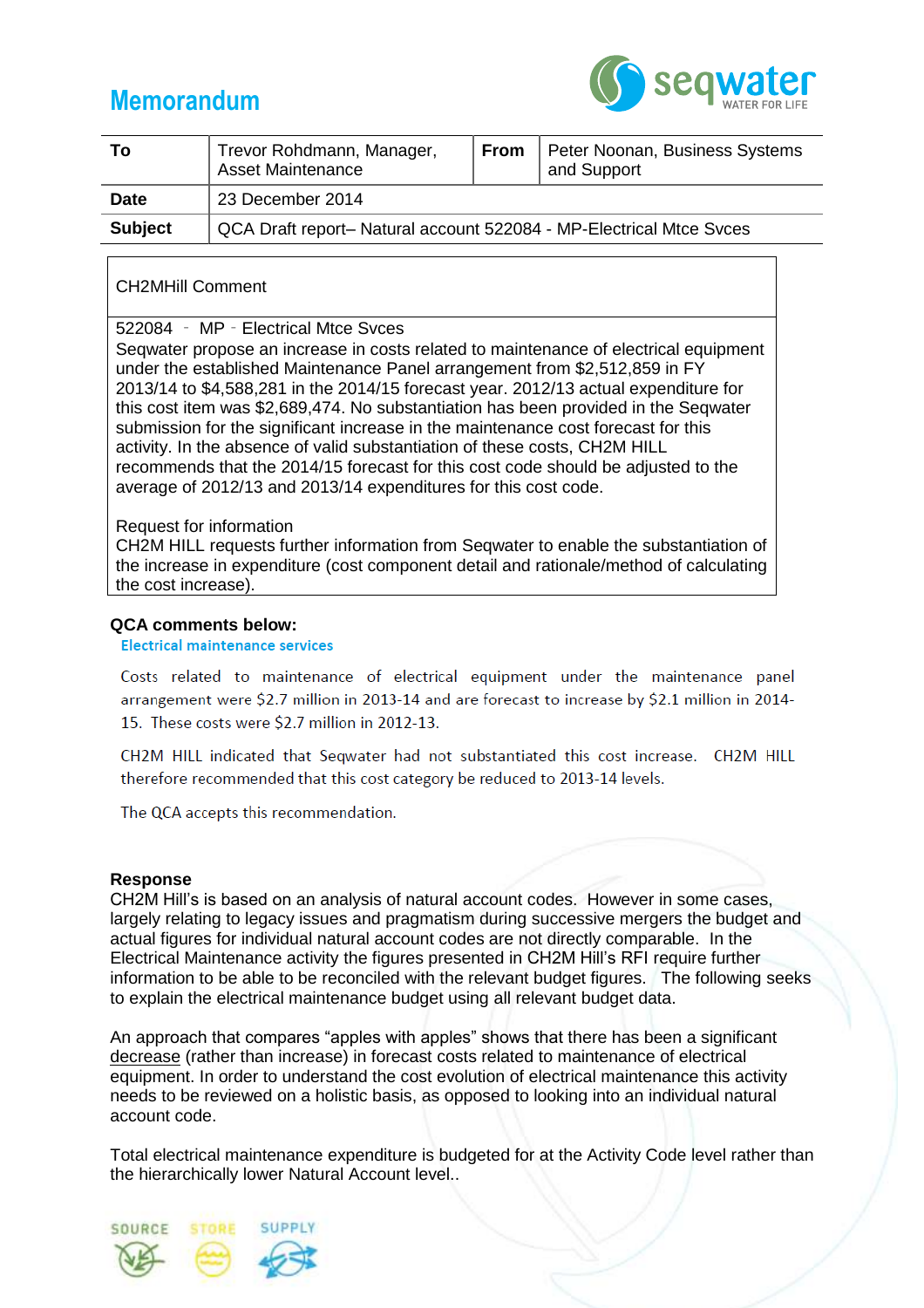# Memorandum

| To | Trevor Rohdmann, Manager, Asset Maintenance | From | Peter Noonan, Business Systems and Support |
|---|---|---|---|
| **Date** | 23 December 2014 | | |
| **Subject** | QCA Draft report– Natural account 522084 - MP-Electrical Mtce Svces | | |

| CH2MHill Comment |
|---|
| 522084 - MP - Electrical Mtce Svces<br>Seqwater propose an increase in costs related to maintenance of electrical equipment under the established Maintenance Panel arrangement from $2,512,859 in FY 2013/14 to $4,588,281 in the 2014/15 forecast year. 2012/13 actual expenditure for this cost item was $2,689,474. No substantiation has been provided in the Seqwater submission for the significant increase in the maintenance cost forecast for this activity. In the absence of valid substantiation of these costs, CH2M HILL recommends that the 2014/15 forecast for this cost code should be adjusted to the average of 2012/13 and 2013/14 expenditures for this cost code.<br><br>Request for information<br>CH2M HILL requests further information from Seqwater to enable the substantiation of the increase in expenditure (cost component detail and rationale/method of calculating the cost increase). |

**QCA comments below:**

**Electrical maintenance services**

Costs related to maintenance of electrical equipment under the maintenance panel arrangement were $2.7 million in 2013-14 and are forecast to increase by $2.1 million in 2014-15. These costs were $2.7 million in 2012-13.

CH2M HILL indicated that Seqwater had not substantiated this cost increase. CH2M HILL therefore recommended that this cost category be reduced to 2013-14 levels.

The QCA accepts this recommendation.

**Response**

CH2M Hill's is based on an analysis of natural account codes. However in some cases, largely relating to legacy issues and pragmatism during successive mergers the budget and actual figures for individual natural account codes are not directly comparable. In the Electrical Maintenance activity the figures presented in CH2M Hill's RFI require further information to be able to reconciled with the relevant budget figures. The following seeks to explain the electrical maintenance budget using all relevant budget data.

An approach that compares "apples with apples" shows that there has been a significant <u>decrease</u> (rather than increase) in forecast costs related to maintenance of electrical equipment. In order to understand the cost evolution of electrical maintenance this activity needs to be reviewed on a holistic basis, as opposed to looking into an individual natural account code.

Total electrical maintenance expenditure is budgeted for at the Activity Code level rather than the hierarchically lower Natural Account level..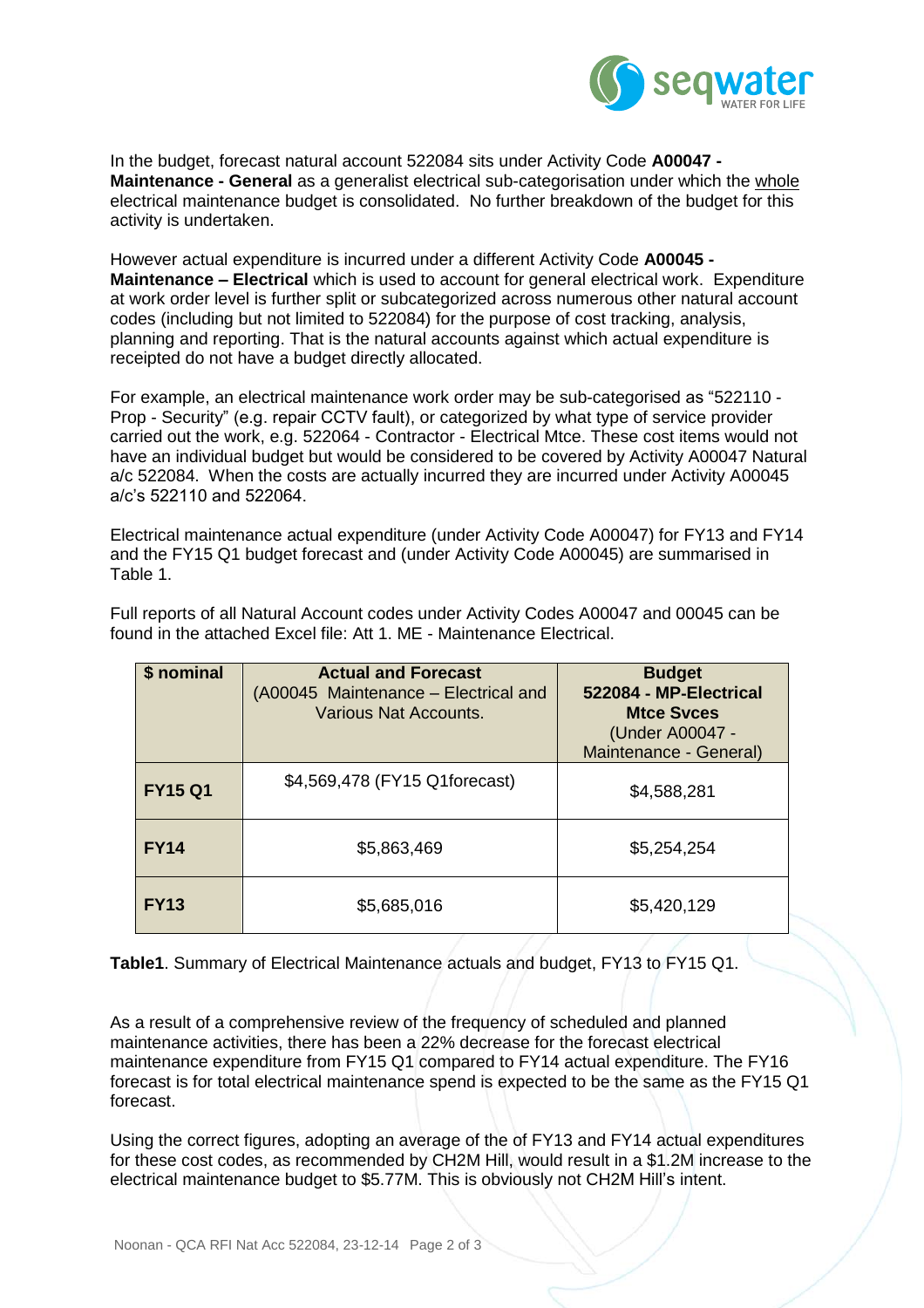In the budget, forecast natural account 522084 sits under Activity Code **A00047 - Maintenance - General** as a generalist electrical sub-categorisation under which the whole electrical maintenance budget is consolidated. No further breakdown of the budget for this activity is undertaken.

However actual expenditure is incurred under a different Activity Code **A00045 - Maintenance – Electrical** which is used to account for general electrical work. Expenditure at work order level is further split or subcategorized across numerous other natural account codes (including but not limited to 522084) for the purpose of cost tracking, analysis, planning and reporting. That is the natural accounts against which actual expenditure is receipted do not have a budget directly allocated.

For example, an electrical maintenance work order may be sub-categorised as "522110 - Prop - Security" (e.g. repair CCTV fault), or categorized by what type of service provider carried out the work, e.g. 522064 - Contractor - Electrical Mtce. These cost items would not have an individual budget but would be considered to be covered by Activity A00047 Natural a/c 522084. When the costs are actually incurred they are incurred under Activity A00045 a/c's 522110 and 522064.

Electrical maintenance actual expenditure (under Activity Code A00047) for FY13 and FY14 and the FY15 Q1 budget forecast and (under Activity Code A00045) are summarised in Table 1.

Full reports of all Natural Account codes under Activity Codes A00047 and 00045 can be found in the attached Excel file: Att 1. ME - Maintenance Electrical.

| $ nominal | Actual and Forecast (A00045 Maintenance – Electrical and Various Nat Accounts. | Budget **522084 - MP-Electrical Mtce Svces** (Under A00047 - Maintenance - General) |
|---|---|---|
| **FY15 Q1** | $4,569,478 (FY15 Q1forecast) | $4,588,281 |
| **FY14** | $5,863,469 | $5,254,254 |
| **FY13** | $5,685,016 | $5,420,129 |

**Table1**. Summary of Electrical Maintenance actuals and budget, FY13 to FY15 Q1.

As a result of a comprehensive review of the frequency of scheduled and planned maintenance activities, there has been a 22% decrease for the forecast electrical maintenance expenditure from FY15 Q1 compared to FY14 actual expenditure. The FY16 forecast is for total electrical maintenance spend is expected to be the same as the FY15 Q1 forecast.

Using the correct figures, adopting an average of the of FY13 and FY14 actual expenditures for these cost codes, as recommended by CH2M Hill, would result in a $1.2M increase to the electrical maintenance budget to $5.77M. This is obviously not CH2M Hill's intent.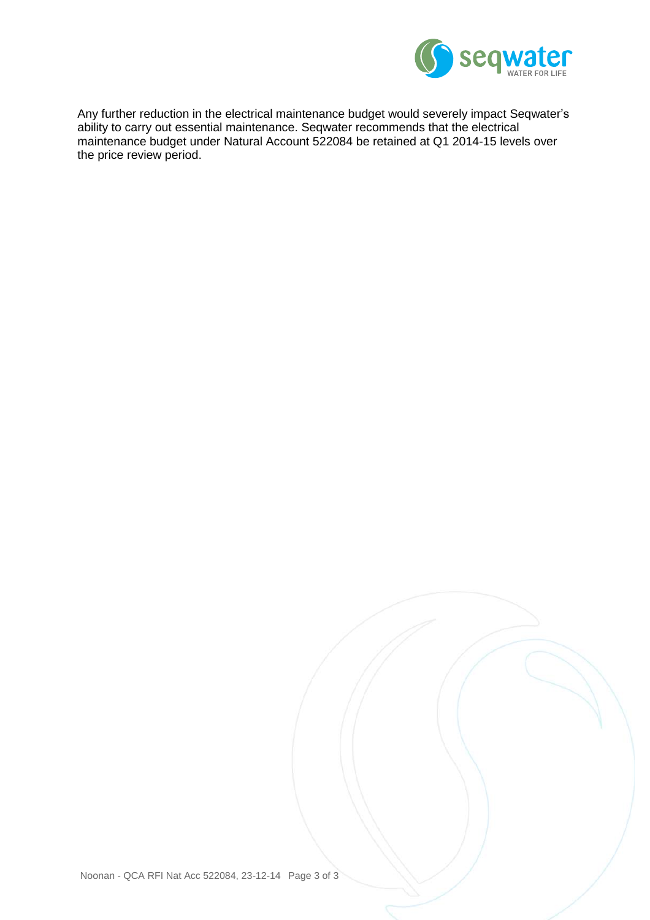Any further reduction in the electrical maintenance budget would severely impact Seqwater's ability to carry out essential maintenance. Seqwater recommends that the electrical maintenance budget under Natural Account 522084 be retained at Q1 2014-15 levels over the price review period.